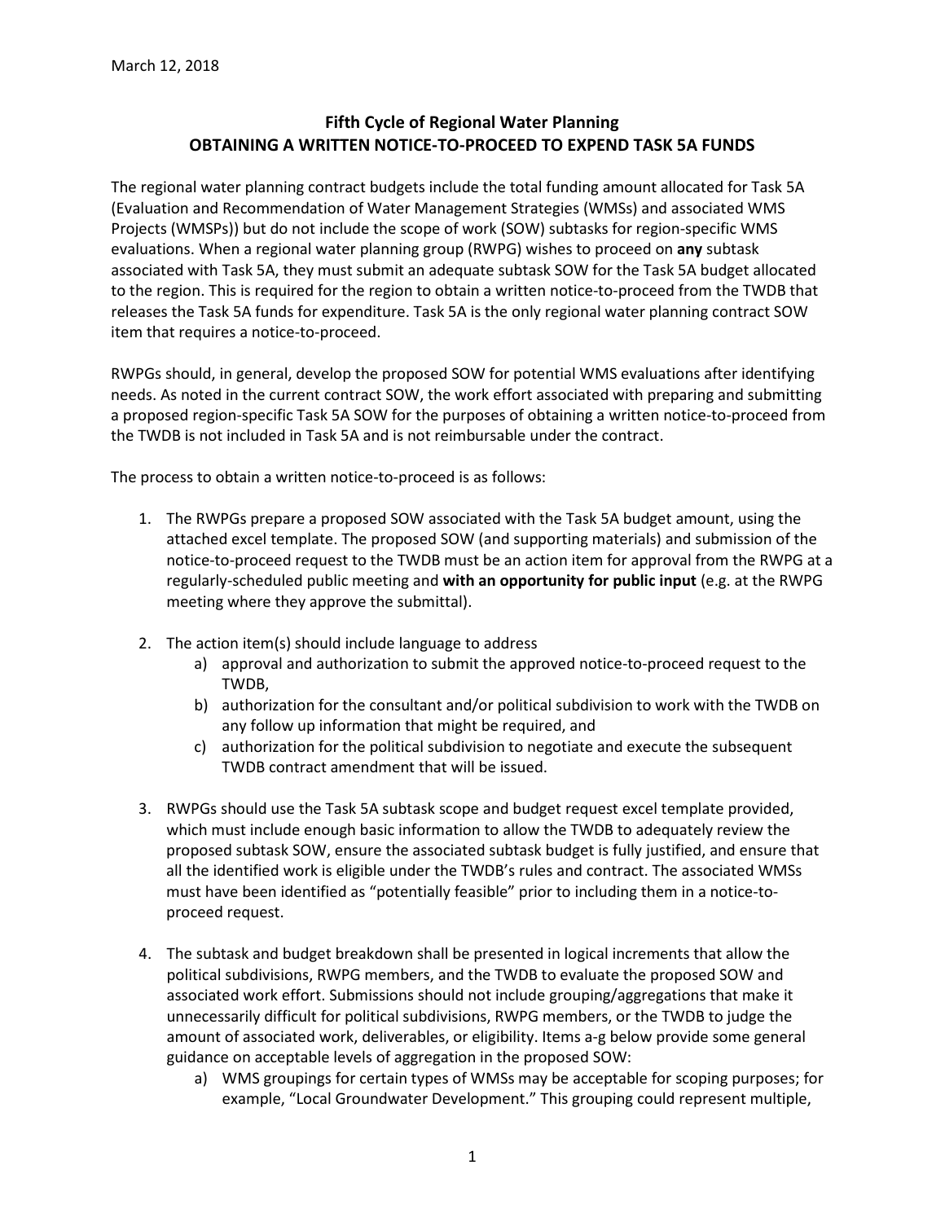March 12, 2018

# Fifth Cycle of Regional Water Planning
# OBTAINING A WRITTEN NOTICE-TO-PROCEED TO EXPEND TASK 5A FUNDS

The regional water planning contract budgets include the total funding amount allocated for Task 5A (Evaluation and Recommendation of Water Management Strategies (WMSs) and associated WMS Projects (WMSPs)) but do not include the scope of work (SOW) subtasks for region-specific WMS evaluations. When a regional water planning group (RWPG) wishes to proceed on **any** subtask associated with Task 5A, they must submit an adequate subtask SOW for the Task 5A budget allocated to the region. This is required for the region to obtain a written notice-to-proceed from the TWDB that releases the Task 5A funds for expenditure. Task 5A is the only regional water planning contract SOW item that requires a notice-to-proceed.

RWPGs should, in general, develop the proposed SOW for potential WMS evaluations after identifying needs. As noted in the current contract SOW, the work effort associated with preparing and submitting a proposed region-specific Task 5A SOW for the purposes of obtaining a written notice-to-proceed from the TWDB is not included in Task 5A and is not reimbursable under the contract.

The process to obtain a written notice-to-proceed is as follows:

1. The RWPGs prepare a proposed SOW associated with the Task 5A budget amount, using the attached excel template. The proposed SOW (and supporting materials) and submission of the notice-to-proceed request to the TWDB must be an action item for approval from the RWPG at a regularly-scheduled public meeting and **with an opportunity for public input** (e.g. at the RWPG meeting where they approve the submittal).

2. The action item(s) should include language to address
   a) approval and authorization to submit the approved notice-to-proceed request to the TWDB,
   b) authorization for the consultant and/or political subdivision to work with the TWDB on any follow up information that might be required, and
   c) authorization for the political subdivision to negotiate and execute the subsequent TWDB contract amendment that will be issued.

3. RWPGs should use the Task 5A subtask scope and budget request excel template provided, which must include enough basic information to allow the TWDB to adequately review the proposed subtask SOW, ensure the associated subtask budget is fully justified, and ensure that all the identified work is eligible under the TWDB's rules and contract. The associated WMSs must have been identified as "potentially feasible" prior to including them in a notice-to-proceed request.

4. The subtask and budget breakdown shall be presented in logical increments that allow the political subdivisions, RWPG members, and the TWDB to evaluate the proposed SOW and associated work effort. Submissions should not include grouping/aggregations that make it unnecessarily difficult for political subdivisions, RWPG members, or the TWDB to judge the amount of associated work, deliverables, or eligibility. Items a-g below provide some general guidance on acceptable levels of aggregation in the proposed SOW:
   a) WMS groupings for certain types of WMSs may be acceptable for scoping purposes; for example, "Local Groundwater Development." This grouping could represent multiple,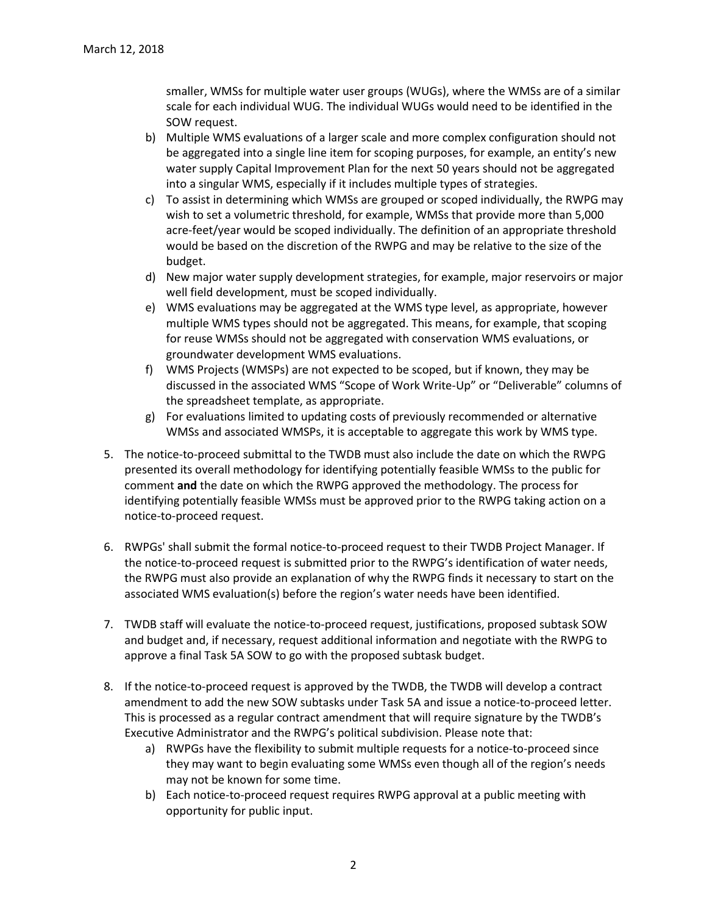smaller, WMSs for multiple water user groups (WUGs), where the WMSs are of a similar scale for each individual WUG. The individual WUGs would need to be identified in the SOW request.

   b) Multiple WMS evaluations of a larger scale and more complex configuration should not be aggregated into a single line item for scoping purposes, for example, an entity's new water supply Capital Improvement Plan for the next 50 years should not be aggregated into a singular WMS, especially if it includes multiple types of strategies.
   c) To assist in determining which WMSs are grouped or scoped individually, the RWPG may wish to set a volumetric threshold, for example, WMSs that provide more than 5,000 acre-feet/year would be scoped individually. The definition of an appropriate threshold would be based on the discretion of the RWPG and may be relative to the size of the budget.
   d) New major water supply development strategies, for example, major reservoirs or major well field development, must be scoped individually.
   e) WMS evaluations may be aggregated at the WMS type level, as appropriate, however multiple WMS types should not be aggregated. This means, for example, that scoping for reuse WMSs should not be aggregated with conservation WMS evaluations, or groundwater development WMS evaluations.
   f) WMS Projects (WMSPs) are not expected to be scoped, but if known, they may be discussed in the associated WMS "Scope of Work Write-Up" or "Deliverable" columns of the spreadsheet template, as appropriate.
   g) For evaluations limited to updating costs of previously recommended or alternative WMSs and associated WMSPs, it is acceptable to aggregate this work by WMS type.

5. The notice-to-proceed submittal to the TWDB must also include the date on which the RWPG presented its overall methodology for identifying potentially feasible WMSs to the public for comment **and** the date on which the RWPG approved the methodology. The process for identifying potentially feasible WMSs must be approved prior to the RWPG taking action on a notice-to-proceed request.

6. RWPGs' shall submit the formal notice-to-proceed request to their TWDB Project Manager. If the notice-to-proceed request is submitted prior to the RWPG's identification of water needs, the RWPG must also provide an explanation of why the RWPG finds it necessary to start on the associated WMS evaluation(s) before the region's water needs have been identified.

7. TWDB staff will evaluate the notice-to-proceed request, justifications, proposed subtask SOW and budget and, if necessary, request additional information and negotiate with the RWPG to approve a final Task 5A SOW to go with the proposed subtask budget.

8. If the notice-to-proceed request is approved by the TWDB, the TWDB will develop a contract amendment to add the new SOW subtasks under Task 5A and issue a notice-to-proceed letter. This is processed as a regular contract amendment that will require signature by the TWDB's Executive Administrator and the RWPG's political subdivision. Please note that:
   a) RWPGs have the flexibility to submit multiple requests for a notice-to-proceed since they may want to begin evaluating some WMSs even though all of the region's needs may not be known for some time.
   b) Each notice-to-proceed request requires RWPG approval at a public meeting with opportunity for public input.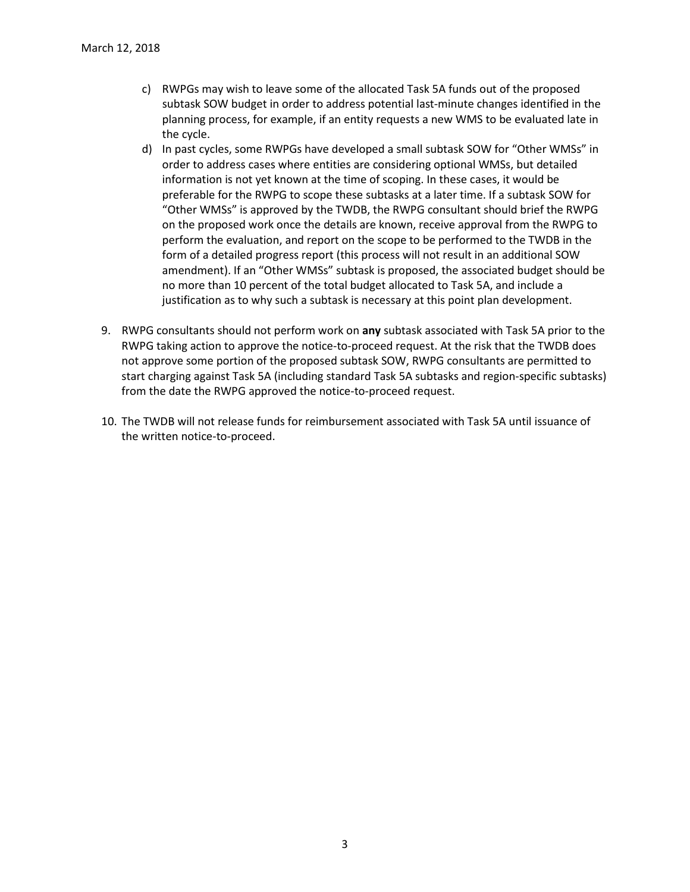March 12, 2018

c) RWPGs may wish to leave some of the allocated Task 5A funds out of the proposed subtask SOW budget in order to address potential last-minute changes identified in the planning process, for example, if an entity requests a new WMS to be evaluated late in the cycle.

d) In past cycles, some RWPGs have developed a small subtask SOW for "Other WMSs" in order to address cases where entities are considering optional WMSs, but detailed information is not yet known at the time of scoping. In these cases, it would be preferable for the RWPG to scope these subtasks at a later time. If a subtask SOW for "Other WMSs" is approved by the TWDB, the RWPG consultant should brief the RWPG on the proposed work once the details are known, receive approval from the RWPG to perform the evaluation, and report on the scope to be performed to the TWDB in the form of a detailed progress report (this process will not result in an additional SOW amendment). If an "Other WMSs" subtask is proposed, the associated budget should be no more than 10 percent of the total budget allocated to Task 5A, and include a justification as to why such a subtask is necessary at this point plan development.

9. RWPG consultants should not perform work on **any** subtask associated with Task 5A prior to the RWPG taking action to approve the notice-to-proceed request. At the risk that the TWDB does not approve some portion of the proposed subtask SOW, RWPG consultants are permitted to start charging against Task 5A (including standard Task 5A subtasks and region-specific subtasks) from the date the RWPG approved the notice-to-proceed request.

10. The TWDB will not release funds for reimbursement associated with Task 5A until issuance of the written notice-to-proceed.